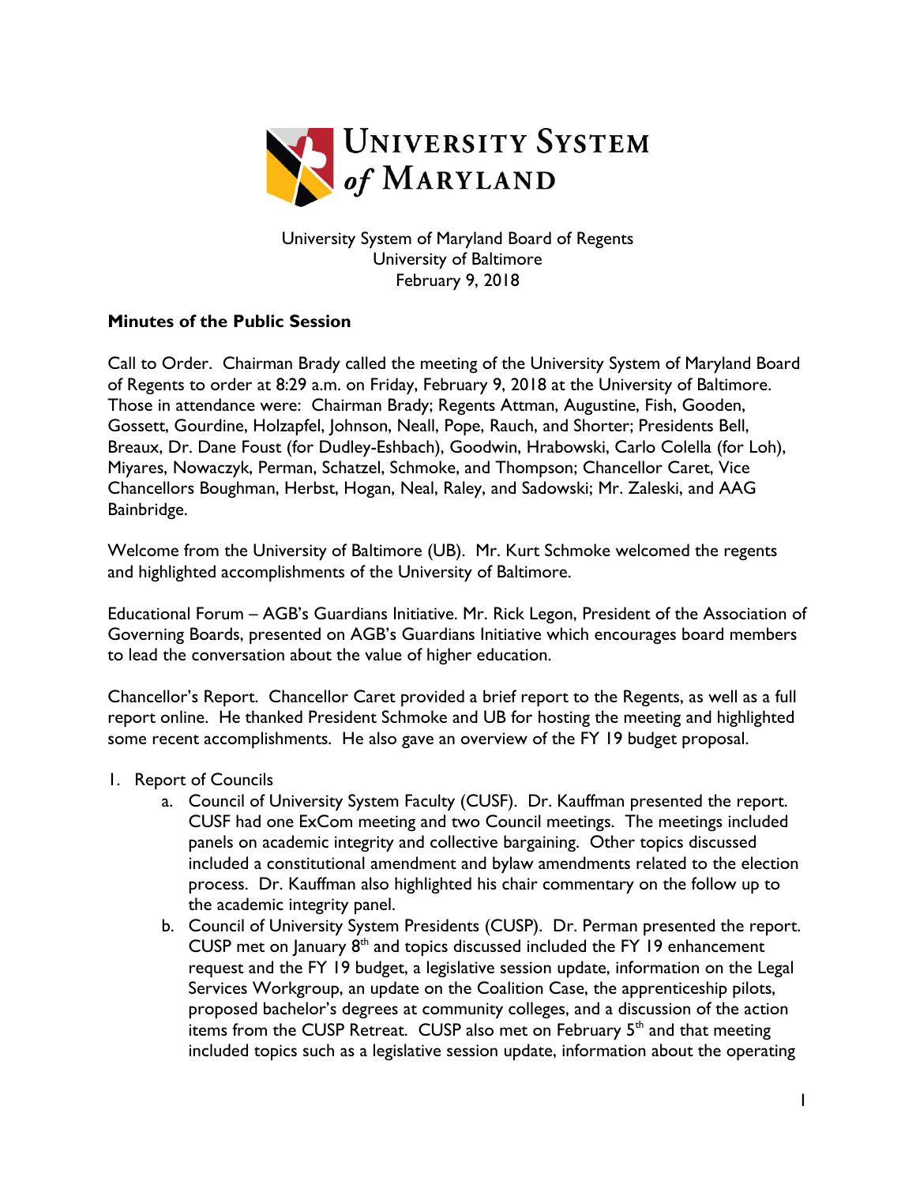# University System of Maryland

University System of Maryland Board of Regents
University of Baltimore
February 9, 2018

**Minutes of the Public Session**

Call to Order. Chairman Brady called the meeting of the University System of Maryland Board of Regents to order at 8:29 a.m. on Friday, February 9, 2018 at the University of Baltimore. Those in attendance were: Chairman Brady; Regents Attman, Augustine, Fish, Gooden, Gossett, Gourdine, Holzapfel, Johnson, Neall, Pope, Rauch, and Shorter; Presidents Bell, Breaux, Dr. Dane Foust (for Dudley-Eshbach), Goodwin, Hrabowski, Carlo Colella (for Loh), Miyares, Nowaczyk, Perman, Schatzel, Schmoke, and Thompson; Chancellor Caret, Vice Chancellors Boughman, Herbst, Hogan, Neal, Raley, and Sadowski; Mr. Zaleski, and AAG Bainbridge.

Welcome from the University of Baltimore (UB). Mr. Kurt Schmoke welcomed the regents and highlighted accomplishments of the University of Baltimore.

Educational Forum – AGB's Guardians Initiative. Mr. Rick Legon, President of the Association of Governing Boards, presented on AGB's Guardians Initiative which encourages board members to lead the conversation about the value of higher education.

Chancellor's Report. Chancellor Caret provided a brief report to the Regents, as well as a full report online. He thanked President Schmoke and UB for hosting the meeting and highlighted some recent accomplishments. He also gave an overview of the FY 19 budget proposal.

1. Report of Councils
   a. Council of University System Faculty (CUSF). Dr. Kauffman presented the report. CUSF had one ExCom meeting and two Council meetings. The meetings included panels on academic integrity and collective bargaining. Other topics discussed included a constitutional amendment and bylaw amendments related to the election process. Dr. Kauffman also highlighted his chair commentary on the follow up to the academic integrity panel.
   b. Council of University System Presidents (CUSP). Dr. Perman presented the report. CUSP met on January 8th and topics discussed included the FY 19 enhancement request and the FY 19 budget, a legislative session update, information on the Legal Services Workgroup, an update on the Coalition Case, the apprenticeship pilots, proposed bachelor's degrees at community colleges, and a discussion of the action items from the CUSP Retreat. CUSP also met on February 5th and that meeting included topics such as a legislative session update, information about the operating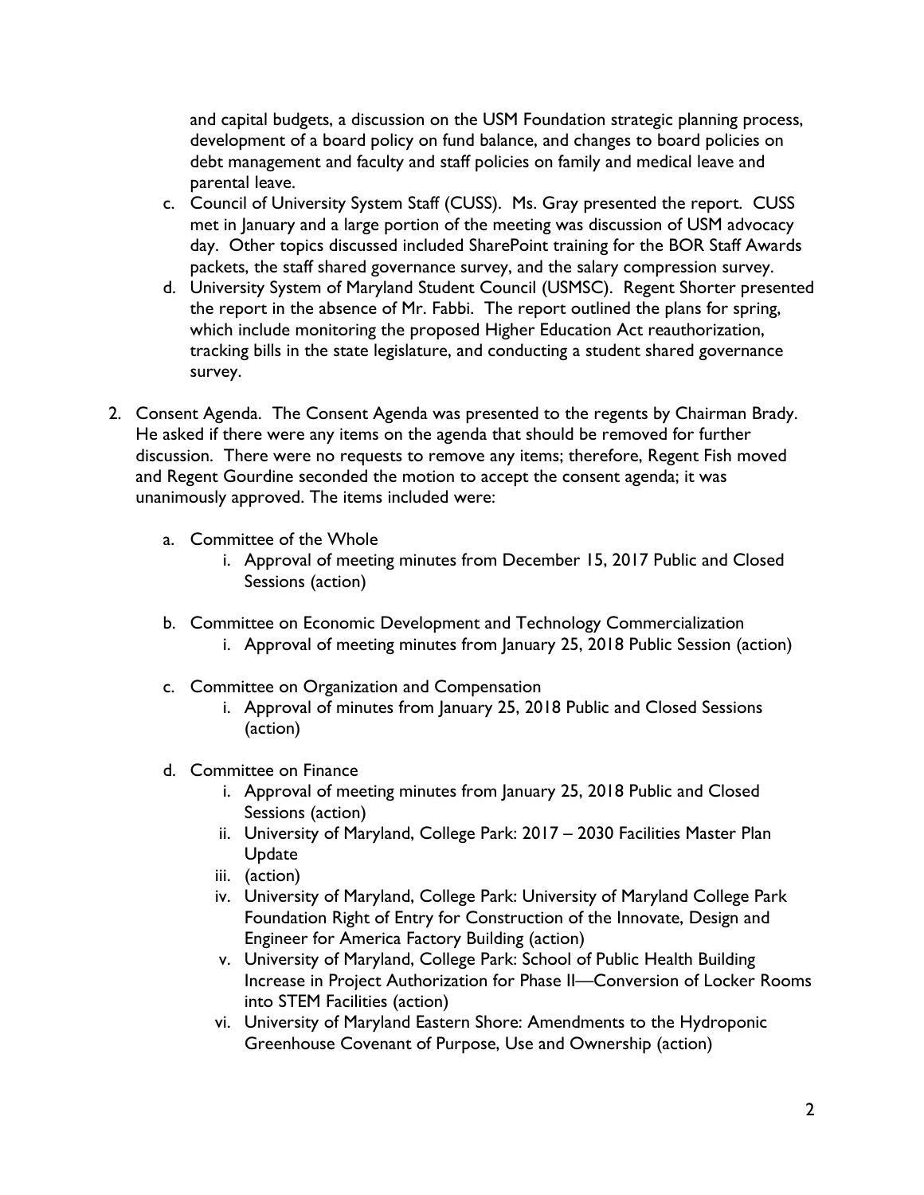and capital budgets, a discussion on the USM Foundation strategic planning process, development of a board policy on fund balance, and changes to board policies on debt management and faculty and staff policies on family and medical leave and parental leave.

c. Council of University System Staff (CUSS). Ms. Gray presented the report. CUSS met in January and a large portion of the meeting was discussion of USM advocacy day. Other topics discussed included SharePoint training for the BOR Staff Awards packets, the staff shared governance survey, and the salary compression survey.

d. University System of Maryland Student Council (USMSC). Regent Shorter presented the report in the absence of Mr. Fabbi. The report outlined the plans for spring, which include monitoring the proposed Higher Education Act reauthorization, tracking bills in the state legislature, and conducting a student shared governance survey.

2. Consent Agenda. The Consent Agenda was presented to the regents by Chairman Brady. He asked if there were any items on the agenda that should be removed for further discussion. There were no requests to remove any items; therefore, Regent Fish moved and Regent Gourdine seconded the motion to accept the consent agenda; it was unanimously approved. The items included were:

   a. Committee of the Whole
      i. Approval of meeting minutes from December 15, 2017 Public and Closed Sessions (action)

   b. Committee on Economic Development and Technology Commercialization
      i. Approval of meeting minutes from January 25, 2018 Public Session (action)

   c. Committee on Organization and Compensation
      i. Approval of minutes from January 25, 2018 Public and Closed Sessions (action)

   d. Committee on Finance
      i. Approval of meeting minutes from January 25, 2018 Public and Closed Sessions (action)
      ii. University of Maryland, College Park: 2017 – 2030 Facilities Master Plan Update
      iii. (action)
      iv. University of Maryland, College Park: University of Maryland College Park Foundation Right of Entry for Construction of the Innovate, Design and Engineer for America Factory Building (action)
      v. University of Maryland, College Park: School of Public Health Building Increase in Project Authorization for Phase II—Conversion of Locker Rooms into STEM Facilities (action)
      vi. University of Maryland Eastern Shore: Amendments to the Hydroponic Greenhouse Covenant of Purpose, Use and Ownership (action)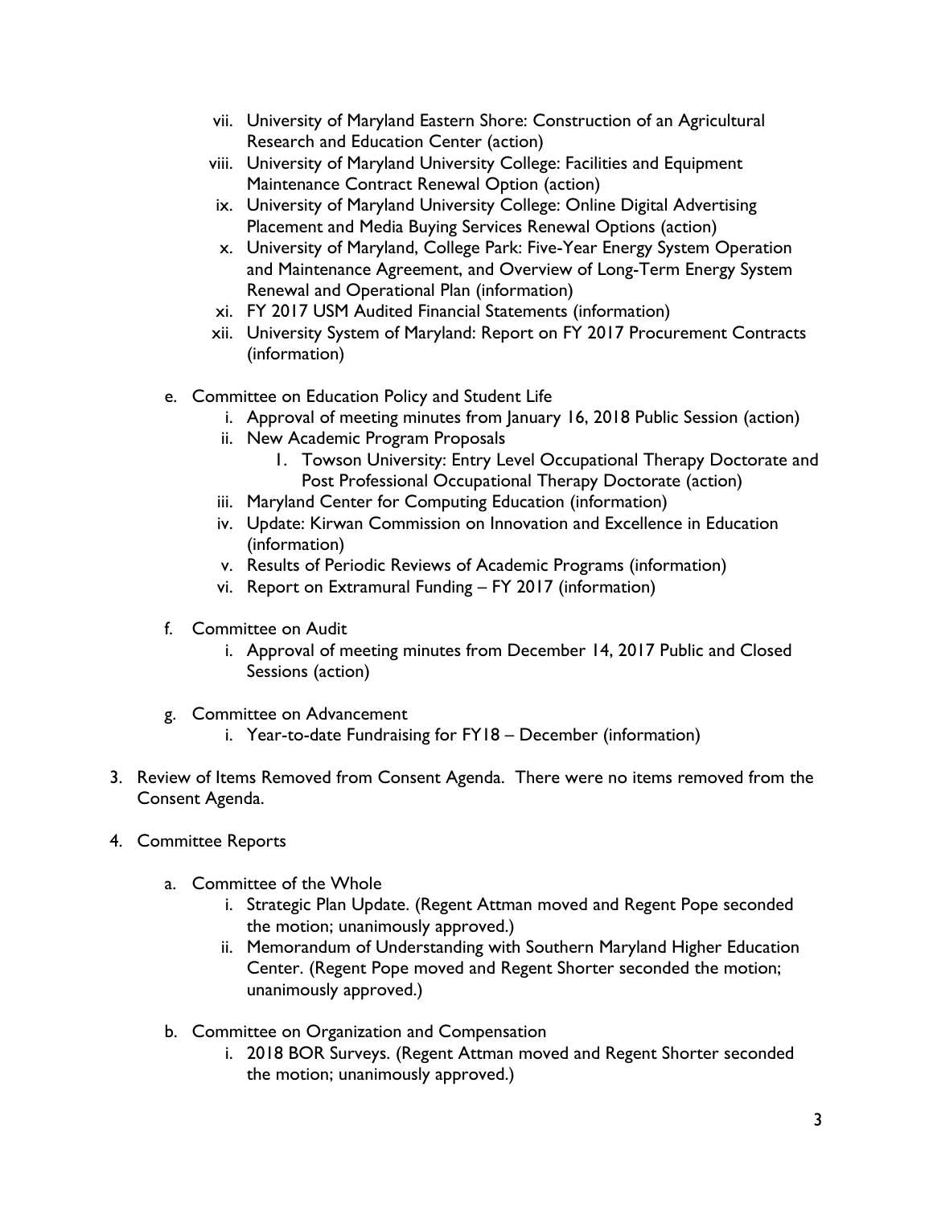vii. University of Maryland Eastern Shore: Construction of an Agricultural Research and Education Center (action)
   viii. University of Maryland University College: Facilities and Equipment Maintenance Contract Renewal Option (action)
   ix. University of Maryland University College: Online Digital Advertising Placement and Media Buying Services Renewal Options (action)
   x. University of Maryland, College Park: Five-Year Energy System Operation and Maintenance Agreement, and Overview of Long-Term Energy System Renewal and Operational Plan (information)
   xi. FY 2017 USM Audited Financial Statements (information)
   xii. University System of Maryland: Report on FY 2017 Procurement Contracts (information)

e. Committee on Education Policy and Student Life
   i. Approval of meeting minutes from January 16, 2018 Public Session (action)
   ii. New Academic Program Proposals
      1. Towson University: Entry Level Occupational Therapy Doctorate and Post Professional Occupational Therapy Doctorate (action)
   iii. Maryland Center for Computing Education (information)
   iv. Update: Kirwan Commission on Innovation and Excellence in Education (information)
   v. Results of Periodic Reviews of Academic Programs (information)
   vi. Report on Extramural Funding – FY 2017 (information)

f. Committee on Audit
   i. Approval of meeting minutes from December 14, 2017 Public and Closed Sessions (action)

g. Committee on Advancement
   i. Year-to-date Fundraising for FY18 – December (information)

3. Review of Items Removed from Consent Agenda. There were no items removed from the Consent Agenda.

4. Committee Reports

   a. Committee of the Whole
      i. Strategic Plan Update. (Regent Attman moved and Regent Pope seconded the motion; unanimously approved.)
      ii. Memorandum of Understanding with Southern Maryland Higher Education Center. (Regent Pope moved and Regent Shorter seconded the motion; unanimously approved.)

   b. Committee on Organization and Compensation
      i. 2018 BOR Surveys. (Regent Attman moved and Regent Shorter seconded the motion; unanimously approved.)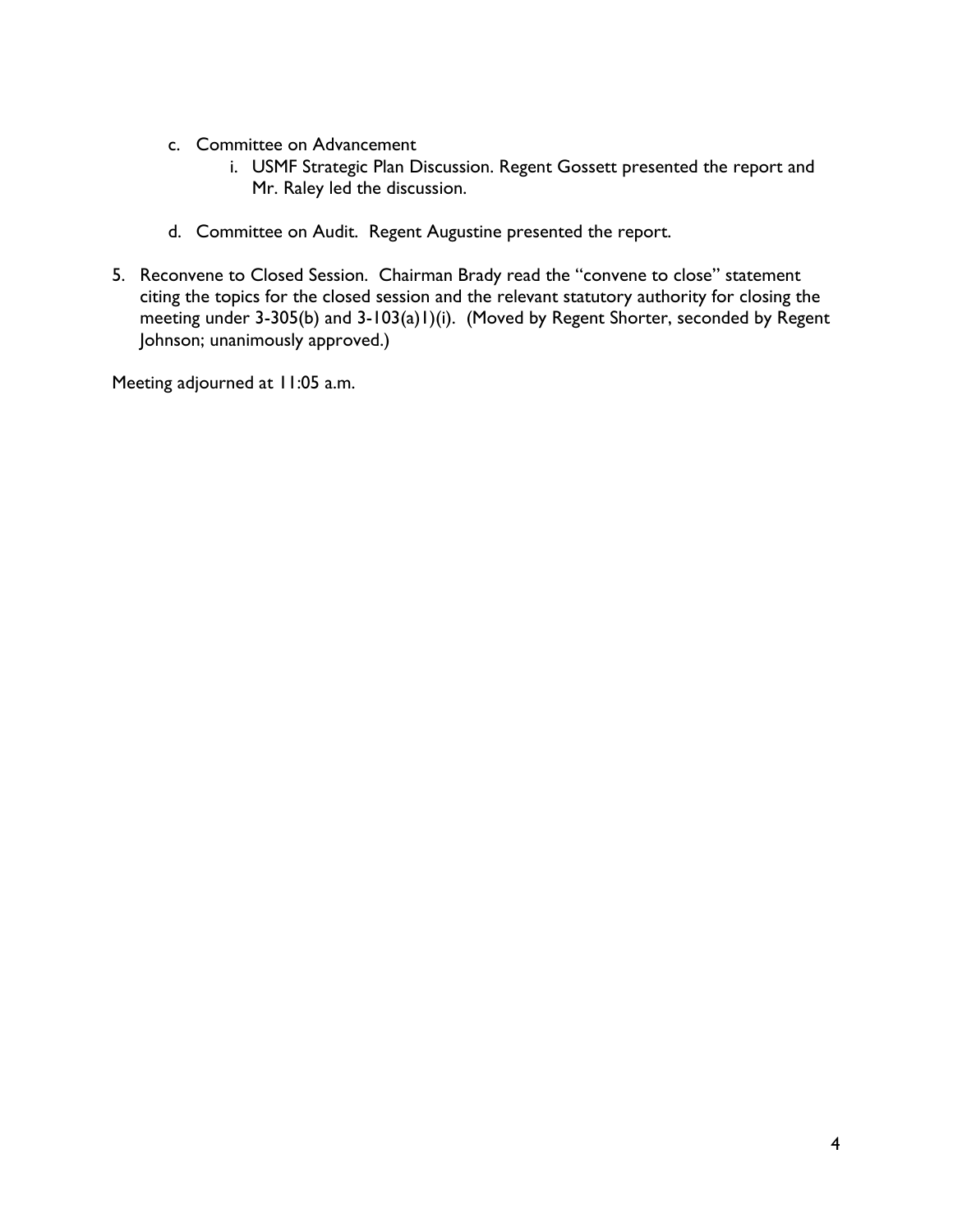c. Committee on Advancement
    i. USMF Strategic Plan Discussion. Regent Gossett presented the report and Mr. Raley led the discussion.

d. Committee on Audit. Regent Augustine presented the report.

5. Reconvene to Closed Session. Chairman Brady read the "convene to close" statement citing the topics for the closed session and the relevant statutory authority for closing the meeting under 3-305(b) and 3-103(a)1)(i). (Moved by Regent Shorter, seconded by Regent Johnson; unanimously approved.)

Meeting adjourned at 11:05 a.m.